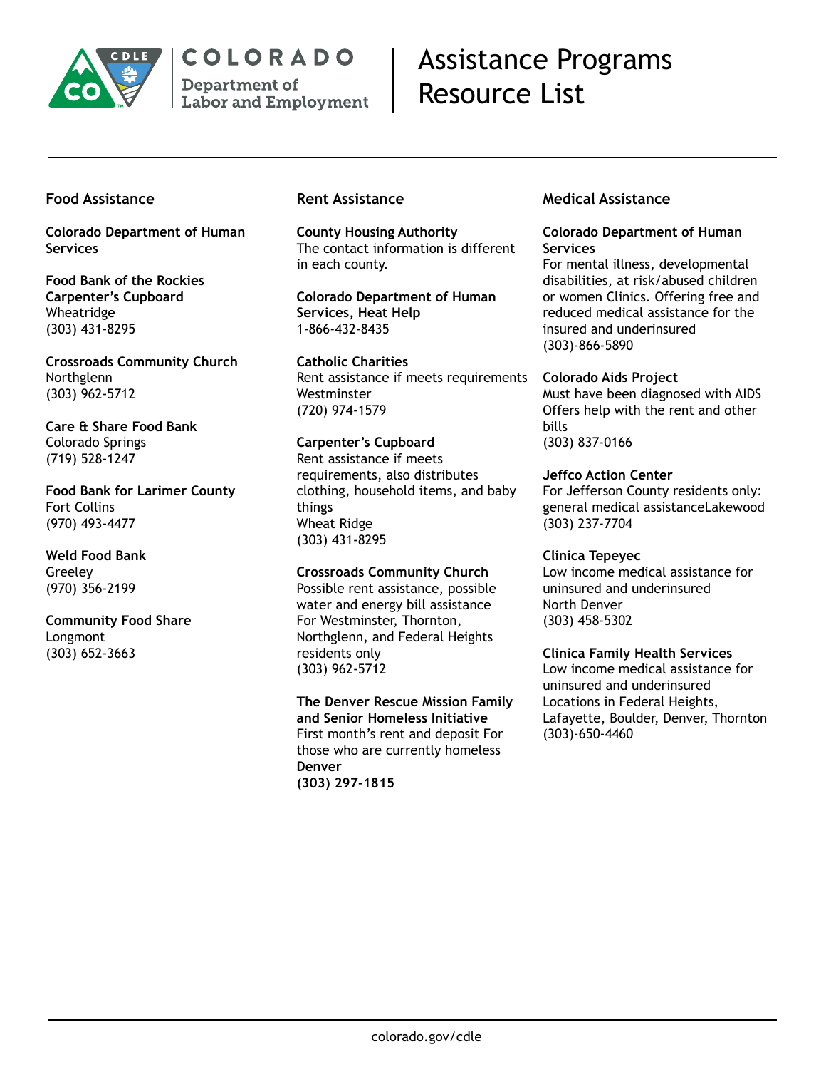COLORADO
Department of Labor and Employment

# Assistance Programs Resource List

## Food Assistance

**Colorado Department of Human Services**

**Food Bank of the Rockies Carpenter's Cupboard**
Wheatridge
(303) 431-8295

**Crossroads Community Church**
Northglenn
(303) 962-5712

**Care & Share Food Bank**
Colorado Springs
(719) 528-1247

**Food Bank for Larimer County**
Fort Collins
(970) 493-4477

**Weld Food Bank**
Greeley
(970) 356-2199

**Community Food Share**
Longmont
(303) 652-3663

## Rent Assistance

**County Housing Authority**
The contact information is different in each county.

**Colorado Department of Human Services, Heat Help**
1-866-432-8435

**Catholic Charities**
Rent assistance if meets requirements
Westminster
(720) 974-1579

**Carpenter's Cupboard**
Rent assistance if meets requirements, also distributes clothing, household items, and baby things
Wheat Ridge
(303) 431-8295

**Crossroads Community Church**
Possible rent assistance, possible water and energy bill assistance
For Westminster, Thornton, Northglenn, and Federal Heights residents only
(303) 962-5712

**The Denver Rescue Mission Family and Senior Homeless Initiative**
First month's rent and deposit For those who are currently homeless
**Denver**
**(303) 297-1815**

## Medical Assistance

**Colorado Department of Human Services**
For mental illness, developmental disabilities, at risk/abused children or women Clinics. Offering free and reduced medical assistance for the insured and underinsured
(303)-866-5890

**Colorado Aids Project**
Must have been diagnosed with AIDS
Offers help with the rent and other bills
(303) 837-0166

**Jeffco Action Center**
For Jefferson County residents only: general medical assistanceLakewood
(303) 237-7704

**Clinica Tepeyec**
Low income medical assistance for uninsured and underinsured
North Denver
(303) 458-5302

**Clinica Family Health Services**
Low income medical assistance for uninsured and underinsured
Locations in Federal Heights, Lafayette, Boulder, Denver, Thornton
(303)-650-4460

colorado.gov/cdle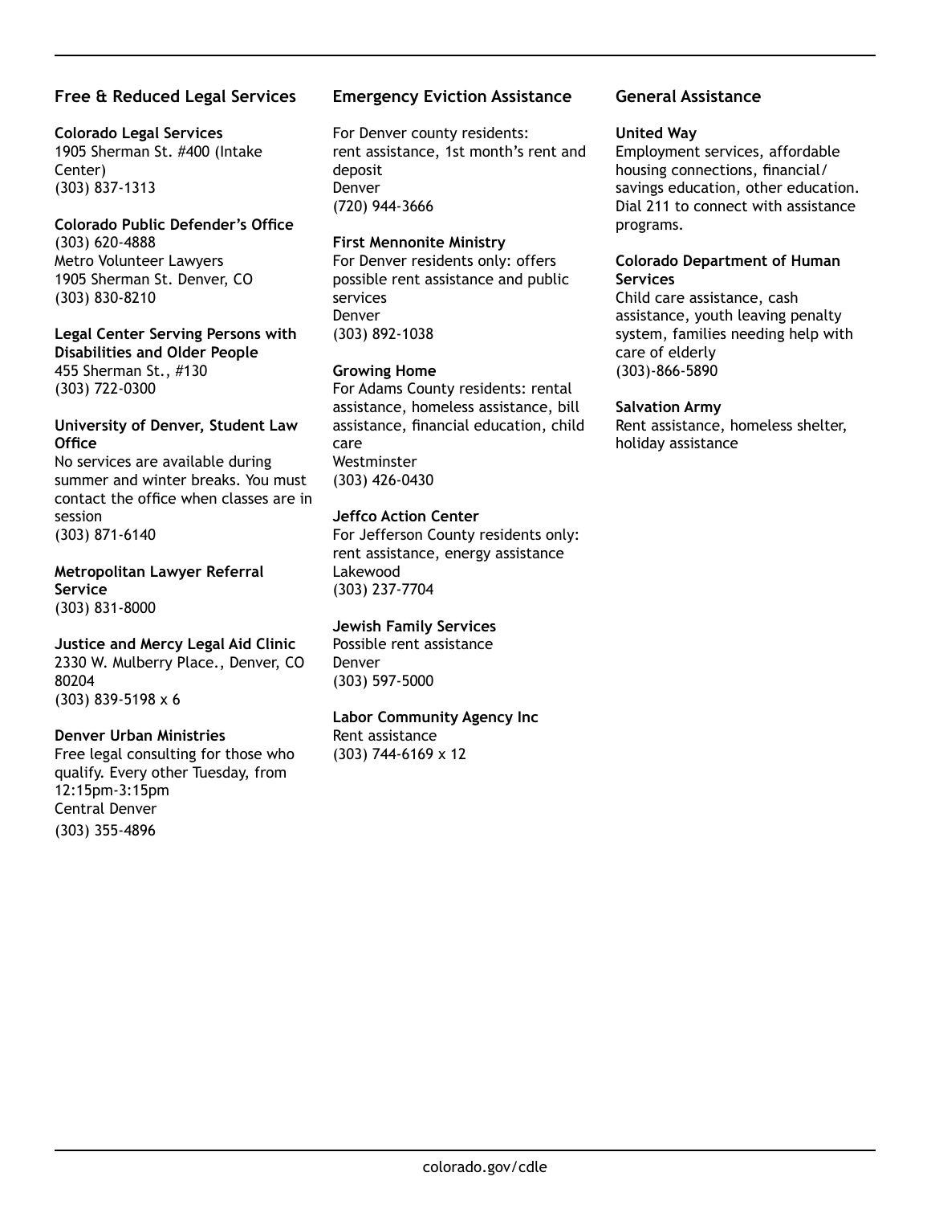## Free & Reduced Legal Services

**Colorado Legal Services**
1905 Sherman St. #400 (Intake Center)
(303) 837-1313

**Colorado Public Defender's Office**
(303) 620-4888
Metro Volunteer Lawyers
1905 Sherman St. Denver, CO
(303) 830-8210

**Legal Center Serving Persons with Disabilities and Older People**
455 Sherman St., #130
(303) 722-0300

**University of Denver, Student Law Office**
No services are available during summer and winter breaks. You must contact the office when classes are in session
(303) 871-6140

**Metropolitan Lawyer Referral Service**
(303) 831-8000

**Justice and Mercy Legal Aid Clinic**
2330 W. Mulberry Place., Denver, CO 80204
(303) 839-5198 x 6

**Denver Urban Ministries**
Free legal consulting for those who qualify. Every other Tuesday, from 12:15pm-3:15pm
Central Denver
(303) 355-4896

## Emergency Eviction Assistance

For Denver county residents:
rent assistance, 1st month's rent and deposit
Denver
(720) 944-3666

**First Mennonite Ministry**
For Denver residents only: offers possible rent assistance and public services
Denver
(303) 892-1038

**Growing Home**
For Adams County residents: rental assistance, homeless assistance, bill assistance, financial education, child care
Westminster
(303) 426-0430

**Jeffco Action Center**
For Jefferson County residents only: rent assistance, energy assistance
Lakewood
(303) 237-7704

**Jewish Family Services**
Possible rent assistance
Denver
(303) 597-5000

**Labor Community Agency Inc**
Rent assistance
(303) 744-6169 x 12

## General Assistance

**United Way**
Employment services, affordable housing connections, financial/savings education, other education. Dial 211 to connect with assistance programs.

**Colorado Department of Human Services**
Child care assistance, cash assistance, youth leaving penalty system, families needing help with care of elderly
(303)-866-5890

**Salvation Army**
Rent assistance, homeless shelter, holiday assistance